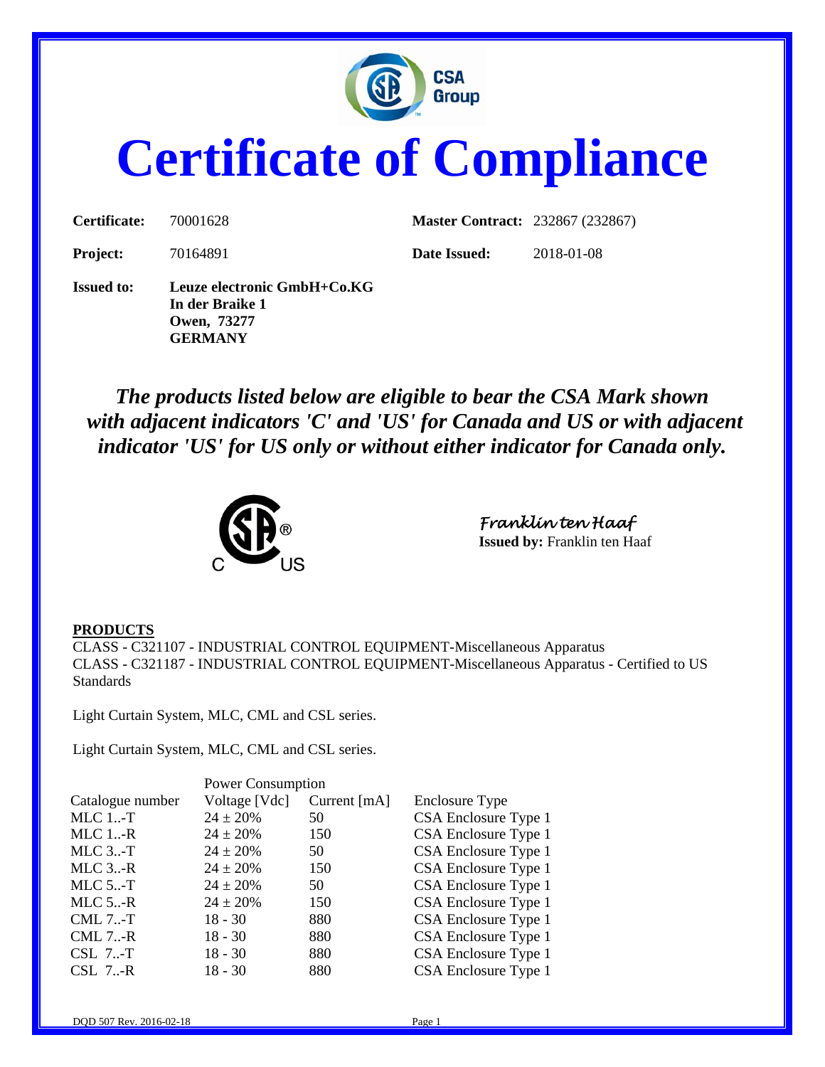# Certificate of Compliance

**Certificate:** 70001628 **Master Contract:** 232867 (232867)

**Project:** 70164891 **Date Issued:** 2018-01-08

**Issued to:** **Leuze electronic GmbH+Co.KG**
**In der Braike 1**
**Owen, 73277**
**GERMANY**

***The products listed below are eligible to bear the CSA Mark shown with adjacent indicators 'C' and 'US' for Canada and US or with adjacent indicator 'US' for US only or without either indicator for Canada only.***

*Franklin ten Haaf*
**Issued by:** Franklin ten Haaf

**PRODUCTS**

CLASS - C321107 - INDUSTRIAL CONTROL EQUIPMENT-Miscellaneous Apparatus
CLASS - C321187 - INDUSTRIAL CONTROL EQUIPMENT-Miscellaneous Apparatus - Certified to US Standards

Light Curtain System, MLC, CML and CSL series.

Light Curtain System, MLC, CML and CSL series.

| | Power Consumption | | |
|---|---|---|---|
| Catalogue number | Voltage [Vdc] | Current [mA] | Enclosure Type |
| MLC 1..-T | 24 ± 20% | 50 | CSA Enclosure Type 1 |
| MLC 1..-R | 24 ± 20% | 150 | CSA Enclosure Type 1 |
| MLC 3..-T | 24 ± 20% | 50 | CSA Enclosure Type 1 |
| MLC 3..-R | 24 ± 20% | 150 | CSA Enclosure Type 1 |
| MLC 5..-T | 24 ± 20% | 50 | CSA Enclosure Type 1 |
| MLC 5..-R | 24 ± 20% | 150 | CSA Enclosure Type 1 |
| CML 7..-T | 18 - 30 | 880 | CSA Enclosure Type 1 |
| CML 7..-R | 18 - 30 | 880 | CSA Enclosure Type 1 |
| CSL 7..-T | 18 - 30 | 880 | CSA Enclosure Type 1 |
| CSL 7..-R | 18 - 30 | 880 | CSA Enclosure Type 1 |

DQD 507 Rev. 2016-02-18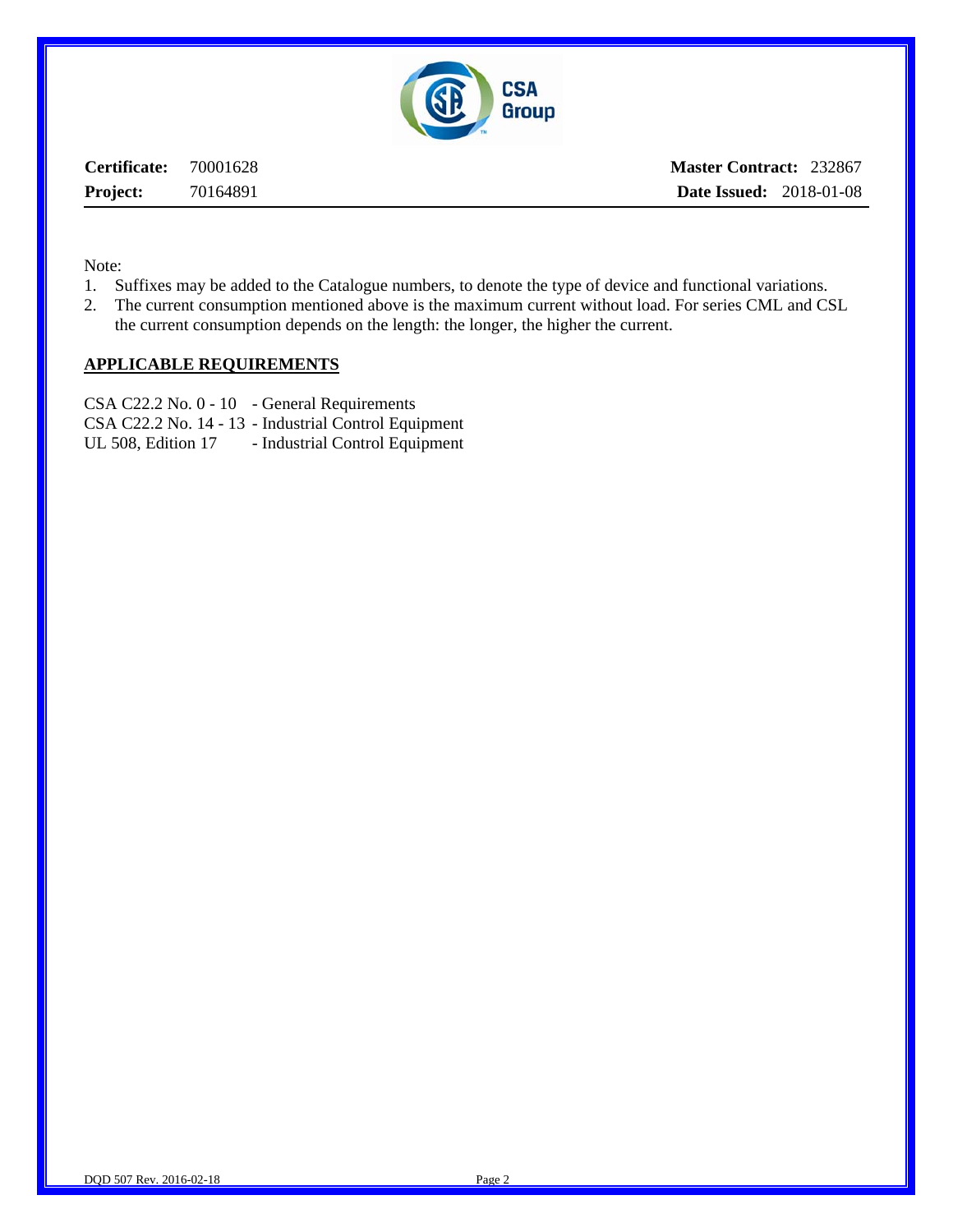**Certificate:** 70001628 **Master Contract:** 232867
**Project:** 70164891 **Date Issued:** 2018-01-08

Note:

1. Suffixes may be added to the Catalogue numbers, to denote the type of device and functional variations.
2. The current consumption mentioned above is the maximum current without load. For series CML and CSL the current consumption depends on the length: the longer, the higher the current.

## APPLICABLE REQUIREMENTS

CSA C22.2 No. 0 - 10 - General Requirements
CSA C22.2 No. 14 - 13 - Industrial Control Equipment
UL 508, Edition 17 - Industrial Control Equipment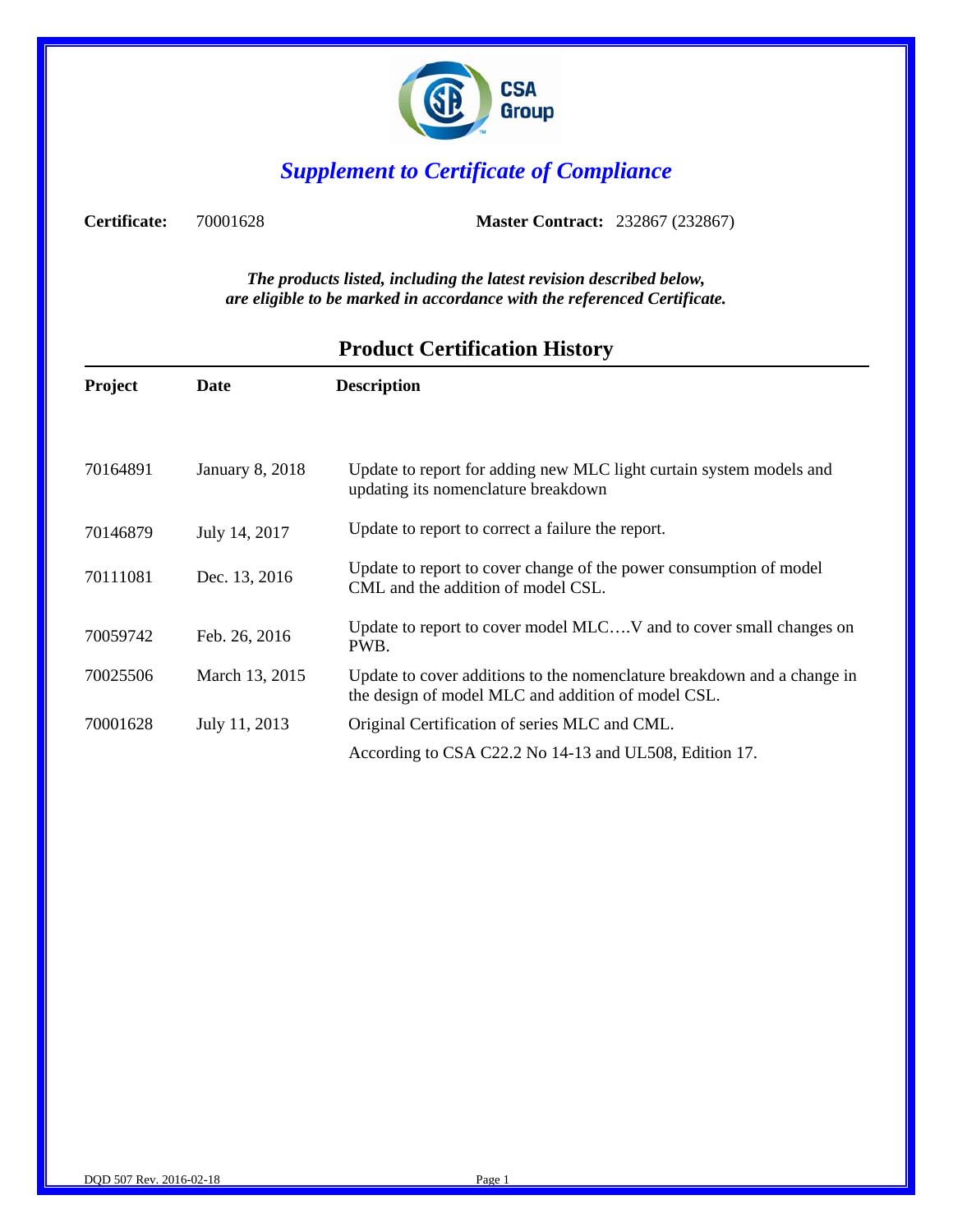# *Supplement to Certificate of Compliance*

**Certificate:** 70001628 **Master Contract:** 232867 (232867)

***The products listed, including the latest revision described below, are eligible to be marked in accordance with the referenced Certificate.***

## Product Certification History

| Project | Date | Description |
|---|---|---|
| 70164891 | January 8, 2018 | Update to report for adding new MLC light curtain system models and updating its nomenclature breakdown |
| 70146879 | July 14, 2017 | Update to report to correct a failure the report. |
| 70111081 | Dec. 13, 2016 | Update to report to cover change of the power consumption of model CML and the addition of model CSL. |
| 70059742 | Feb. 26, 2016 | Update to report to cover model MLC….V and to cover small changes on PWB. |
| 70025506 | March 13, 2015 | Update to cover additions to the nomenclature breakdown and a change in the design of model MLC and addition of model CSL. |
| 70001628 | July 11, 2013 | Original Certification of series MLC and CML.<br>According to CSA C22.2 No 14-13 and UL508, Edition 17. |

DQD 507 Rev. 2016-02-18